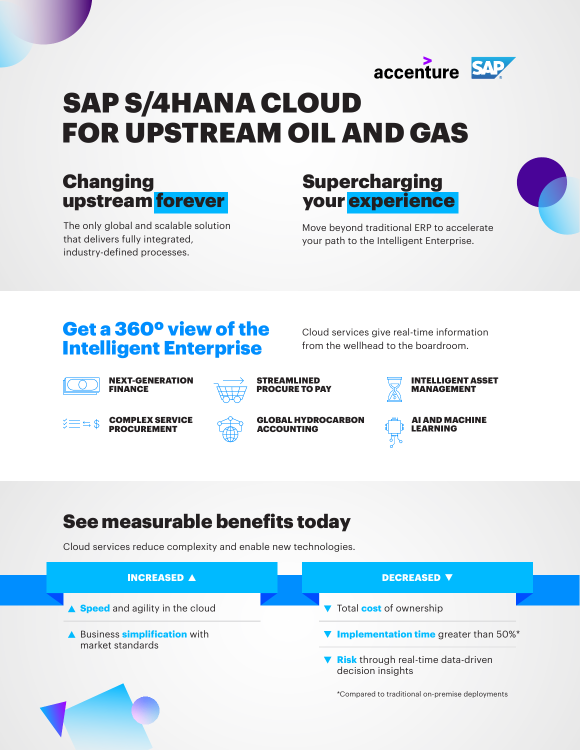# SAP S/4HANA CLOUD FOR UPSTREAM OIL AND GAS

## Changing upstream forever

The only global and scalable solution that delivers fully integrated, industry-defined processes.

## Supercharging your experience

Move beyond traditional ERP to accelerate your path to the Intelligent Enterprise.

## Get a 360º view of the Intelligent Enterprise

Cloud services give real-time information from the wellhead to the boardroom.

- **NEXT-GENERATION FINANCE**
- **STREAMLINED PROCURE TO PAY**
- **INTELLIGENT ASSET MANAGEMENT**
- **COMPLEX SERVICE PROCUREMENT**
- **GLOBAL HYDROCARBON ACCOUNTING**
- **AI AND MACHINE LEARNING**

## See measurable benefits today

Cloud services reduce complexity and enable new technologies.

### INCREASED ▲

- ▲ **Speed** and agility in the cloud
- ▲ Business **simplification** with market standards

### DECREASED ▼

- ▼ Total **cost** of ownership
- ▼ **Implementation time** greater than 50%*
- ▼ **Risk** through real-time data-driven decision insights

*Compared to traditional on-premise deployments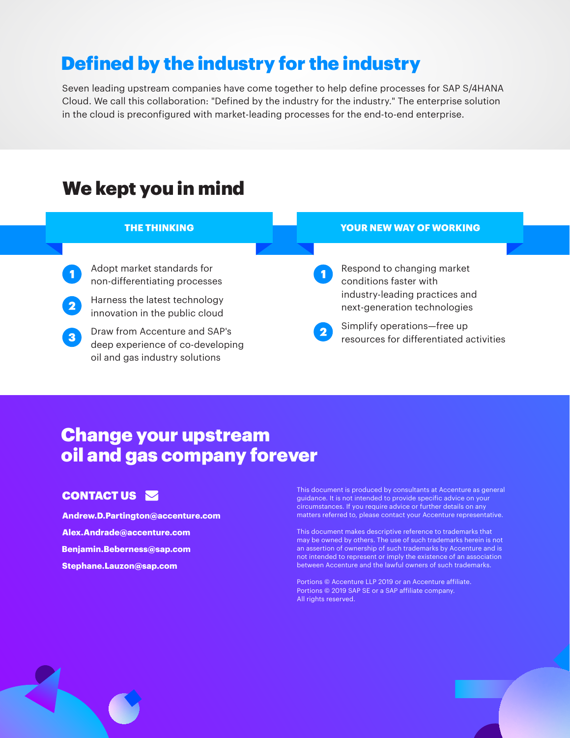# Defined by the industry for the industry

Seven leading upstream companies have come together to help define processes for SAP S/4HANA Cloud. We call this collaboration: "Defined by the industry for the industry." The enterprise solution in the cloud is preconfigured with market-leading processes for the end-to-end enterprise.

# We kept you in mind

## THE THINKING

1. Adopt market standards for non-differentiating processes
2. Harness the latest technology innovation in the public cloud
3. Draw from Accenture and SAP's deep experience of co-developing oil and gas industry solutions

## YOUR NEW WAY OF WORKING

1. Respond to changing market conditions faster with industry-leading practices and next-generation technologies
2. Simplify operations—free up resources for differentiated activities

# Change your upstream oil and gas company forever

## CONTACT US

**Andrew.D.Partington@accenture.com**

**Alex.Andrade@accenture.com**

**Benjamin.Beberness@sap.com**

**Stephane.Lauzon@sap.com**

This document is produced by consultants at Accenture as general guidance. It is not intended to provide specific advice on your circumstances. If you require advice or further details on any matters referred to, please contact your Accenture representative.

This document makes descriptive reference to trademarks that may be owned by others. The use of such trademarks herein is not an assertion of ownership of such trademarks by Accenture and is not intended to represent or imply the existence of an association between Accenture and the lawful owners of such trademarks.

Portions © Accenture LLP 2019 or an Accenture affiliate.
Portions © 2019 SAP SE or a SAP affiliate company.
All rights reserved.